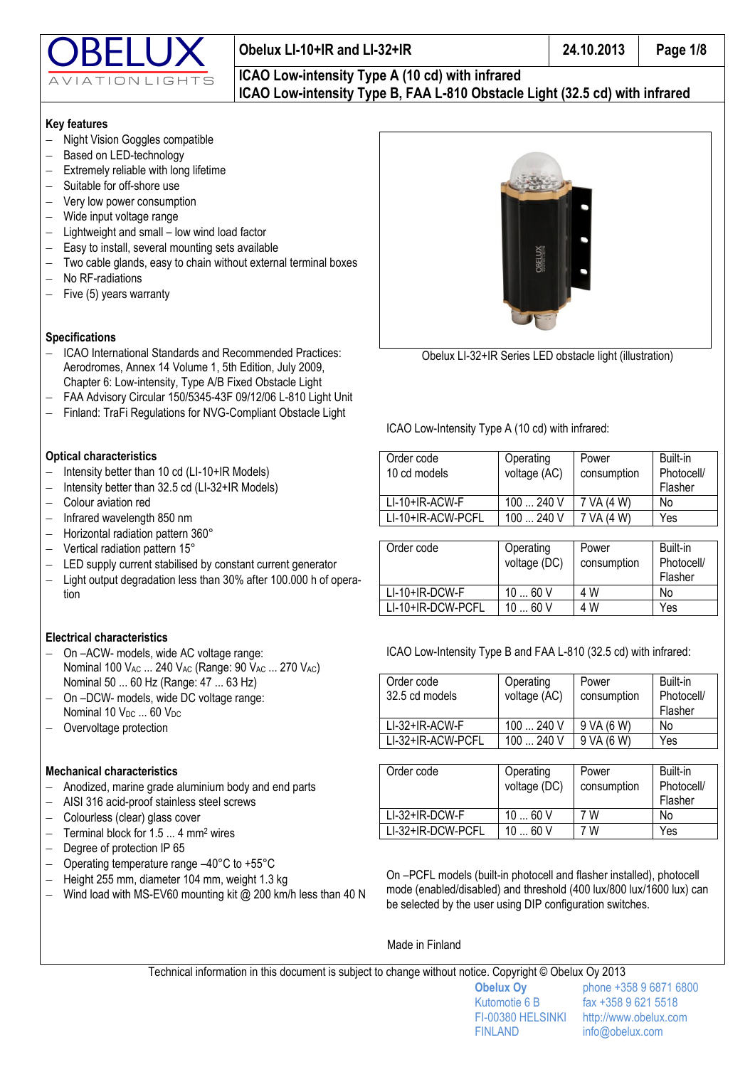# Obelux LI-10+IR and LI-32+IR

## ICAO Low-intensity Type A (10 cd) with infrared
## ICAO Low-intensity Type B, FAA L-810 Obstacle Light (32.5 cd) with infrared

### Key features

- Night Vision Goggles compatible
- Based on LED-technology
- Extremely reliable with long lifetime
- Suitable for off-shore use
- Very low power consumption
- Wide input voltage range
- Lightweight and small – low wind load factor
- Easy to install, several mounting sets available
- Two cable glands, easy to chain without external terminal boxes
- No RF-radiations
- Five (5) years warranty

### Specifications

- ICAO International Standards and Recommended Practices: Aerodromes, Annex 14 Volume 1, 5th Edition, July 2009, Chapter 6: Low-intensity, Type A/B Fixed Obstacle Light
- FAA Advisory Circular 150/5345-43F 09/12/06 L-810 Light Unit
- Finland: TraFi Regulations for NVG-Compliant Obstacle Light

### Optical characteristics

- Intensity better than 10 cd (LI-10+IR Models)
- Intensity better than 32.5 cd (LI-32+IR Models)
- Colour aviation red
- Infrared wavelength 850 nm
- Horizontal radiation pattern 360°
- Vertical radiation pattern 15°
- LED supply current stabilised by constant current generator
- Light output degradation less than 30% after 100.000 h of operation

### Electrical characteristics

- On –ACW- models, wide AC voltage range: Nominal 100 $V_{AC}$ ... 240 $V_{AC}$ (Range: 90 $V_{AC}$ ... 270 $V_{AC}$) Nominal 50 ... 60 Hz (Range: 47 ... 63 Hz)
- On –DCW- models, wide DC voltage range: Nominal 10 $V_{DC}$ ... 60 $V_{DC}$
- Overvoltage protection

### Mechanical characteristics

- Anodized, marine grade aluminium body and end parts
- AISI 316 acid-proof stainless steel screws
- Colourless (clear) glass cover
- Terminal block for 1.5 ... 4 mm² wires
- Degree of protection IP 65
- Operating temperature range –40°C to +55°C
- Height 255 mm, diameter 104 mm, weight 1.3 kg
- Wind load with MS-EV60 mounting kit @ 200 km/h less than 40 N

Obelux LI-32+IR Series LED obstacle light (illustration)

ICAO Low-Intensity Type A (10 cd) with infrared:

| Order code 10 cd models | Operating voltage (AC) | Power consumption | Built-in Photocell/ Flasher |
|---|---|---|---|
| LI-10+IR-ACW-F | 100 ... 240 V | 7 VA (4 W) | No |
| LI-10+IR-ACW-PCFL | 100 ... 240 V | 7 VA (4 W) | Yes |

| Order code | Operating voltage (DC) | Power consumption | Built-in Photocell/ Flasher |
|---|---|---|---|
| LI-10+IR-DCW-F | 10 ... 60 V | 4 W | No |
| LI-10+IR-DCW-PCFL | 10 ... 60 V | 4 W | Yes |

ICAO Low-Intensity Type B and FAA L-810 (32.5 cd) with infrared:

| Order code 32.5 cd models | Operating voltage (AC) | Power consumption | Built-in Photocell/ Flasher |
|---|---|---|---|
| LI-32+IR-ACW-F | 100 ... 240 V | 9 VA (6 W) | No |
| LI-32+IR-ACW-PCFL | 100 ... 240 V | 9 VA (6 W) | Yes |

| Order code | Operating voltage (DC) | Power consumption | Built-in Photocell/ Flasher |
|---|---|---|---|
| LI-32+IR-DCW-F | 10 ... 60 V | 7 W | No |
| LI-32+IR-DCW-PCFL | 10 ... 60 V | 7 W | Yes |

On –PCFL models (built-in photocell and flasher installed), photocell mode (enabled/disabled) and threshold (400 lux/800 lux/1600 lux) can be selected by the user using DIP configuration switches.

Made in Finland

Technical information in this document is subject to change without notice. Copyright © Obelux Oy 2013

**Obelux Oy**
Kutomotie 6 B
FI-00380 HELSINKI
FINLAND

phone +358 9 6871 6800
fax +358 9 621 5518
http://www.obelux.com
info@obelux.com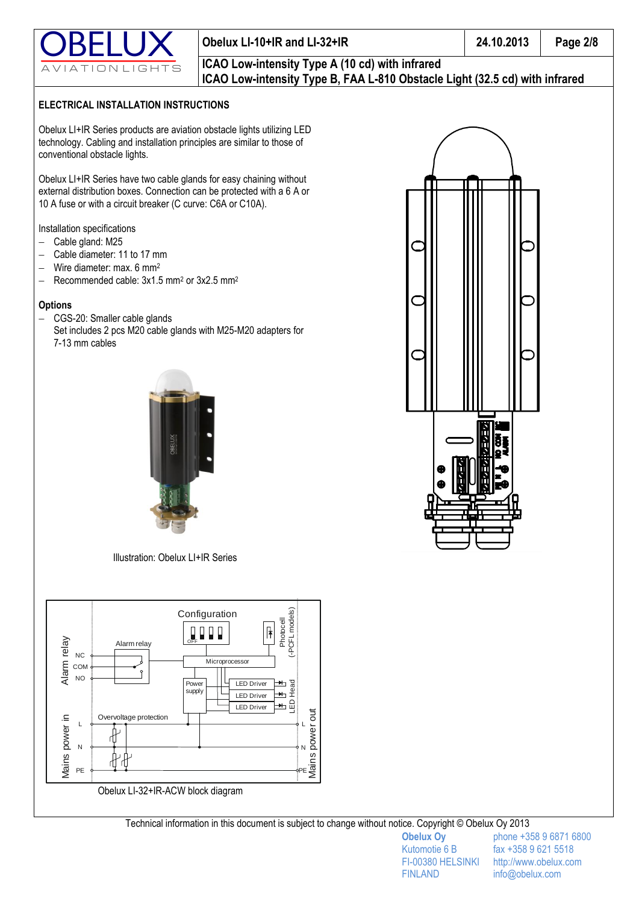## ELECTRICAL INSTALLATION INSTRUCTIONS

Obelux LI+IR Series products are aviation obstacle lights utilizing LED technology. Cabling and installation principles are similar to those of conventional obstacle lights.

Obelux LI+IR Series have two cable glands for easy chaining without external distribution boxes. Connection can be protected with a 6 A or 10 A fuse or with a circuit breaker (C curve: C6A or C10A).

Installation specifications

- Cable gland: M25
- Cable diameter: 11 to 17 mm
- Wire diameter: max. 6 mm$^2$
- Recommended cable: 3x1.5 mm$^2$ or 3x2.5 mm$^2$

### Options

- CGS-20: Smaller cable glands
  Set includes 2 pcs M20 cable glands with M25-M20 adapters for 7-13 mm cables

Illustration: Obelux LI+IR Series

Configuration
OFF
Photocell (-PCFL models)
Alarm relay
NC
COM
NO
Alarm relay
Microprocessor
Power supply
LED Driver
LED Driver
LED Driver
LED Head
Overvoltage protection
Mains power in
L
N
PE
Mains power out

Obelux LI-32+IR-ACW block diagram

Technical information in this document is subject to change without notice. Copyright © Obelux Oy 2013

**Obelux Oy**
Kutomotie 6 B
FI-00380 HELSINKI
FINLAND

phone +358 9 6871 6800
fax +358 9 621 5518
http://www.obelux.com
info@obelux.com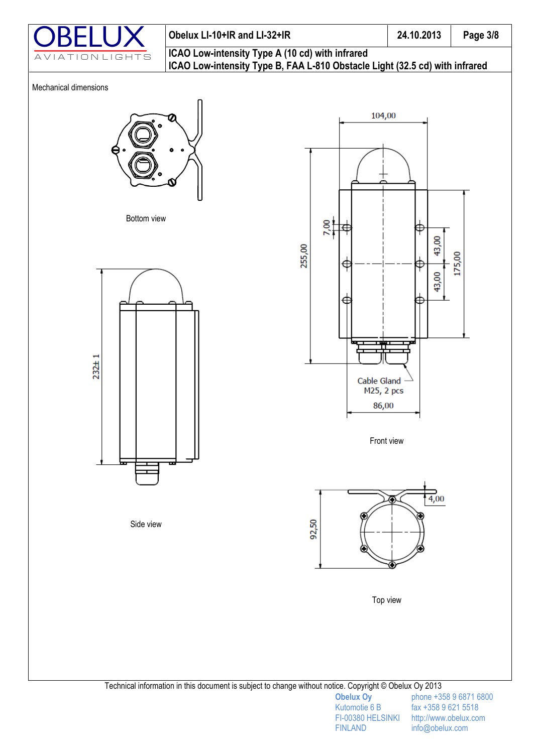Mechanical dimensions

Bottom view

232± 1

Side view

104,00

255,00

7,00

43,00

43,00

175,00

Cable Gland
M25, 2 pcs

86,00

Front view

4,00

92,50

Top view

Technical information in this document is subject to change without notice. Copyright © Obelux Oy 2013

**Obelux Oy**
Kutomotie 6 B
FI-00380 HELSINKI
FINLAND

phone +358 9 6871 6800
fax +358 9 621 5518
http://www.obelux.com
info@obelux.com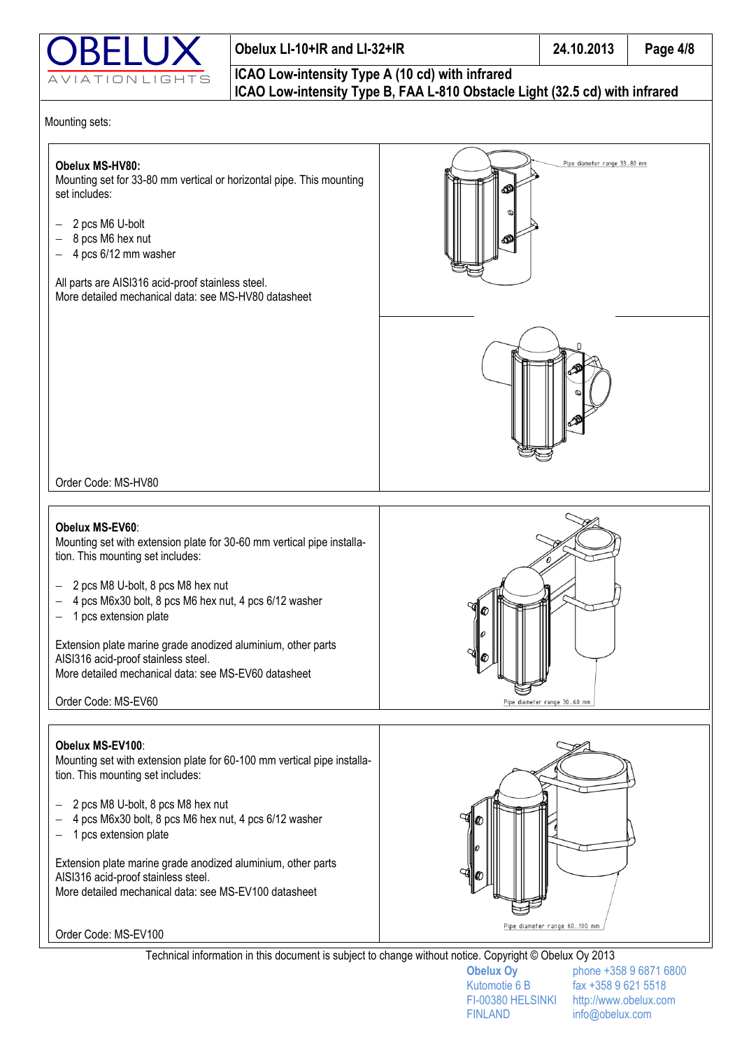Mounting sets:

**Obelux MS-HV80:**
Mounting set for 33-80 mm vertical or horizontal pipe. This mounting set includes:

- 2 pcs M6 U-bolt
- 8 pcs M6 hex nut
- 4 pcs 6/12 mm washer

All parts are AISI316 acid-proof stainless steel.
More detailed mechanical data: see MS-HV80 datasheet

Pipe diameter range 33..80 mm

Order Code: MS-HV80

**Obelux MS-EV60**:
Mounting set with extension plate for 30-60 mm vertical pipe installation. This mounting set includes:

- 2 pcs M8 U-bolt, 8 pcs M8 hex nut
- 4 pcs M6x30 bolt, 8 pcs M6 hex nut, 4 pcs 6/12 washer
- 1 pcs extension plate

Extension plate marine grade anodized aluminium, other parts AISI316 acid-proof stainless steel.
More detailed mechanical data: see MS-EV60 datasheet

Pipe diameter range 30..60 mm

Order Code: MS-EV60

**Obelux MS-EV100**:
Mounting set with extension plate for 60-100 mm vertical pipe installation. This mounting set includes:

- 2 pcs M8 U-bolt, 8 pcs M8 hex nut
- 4 pcs M6x30 bolt, 8 pcs M6 hex nut, 4 pcs 6/12 washer
- 1 pcs extension plate

Extension plate marine grade anodized aluminium, other parts AISI316 acid-proof stainless steel.
More detailed mechanical data: see MS-EV100 datasheet

Pipe diameter range 60..100 mm

Order Code: MS-EV100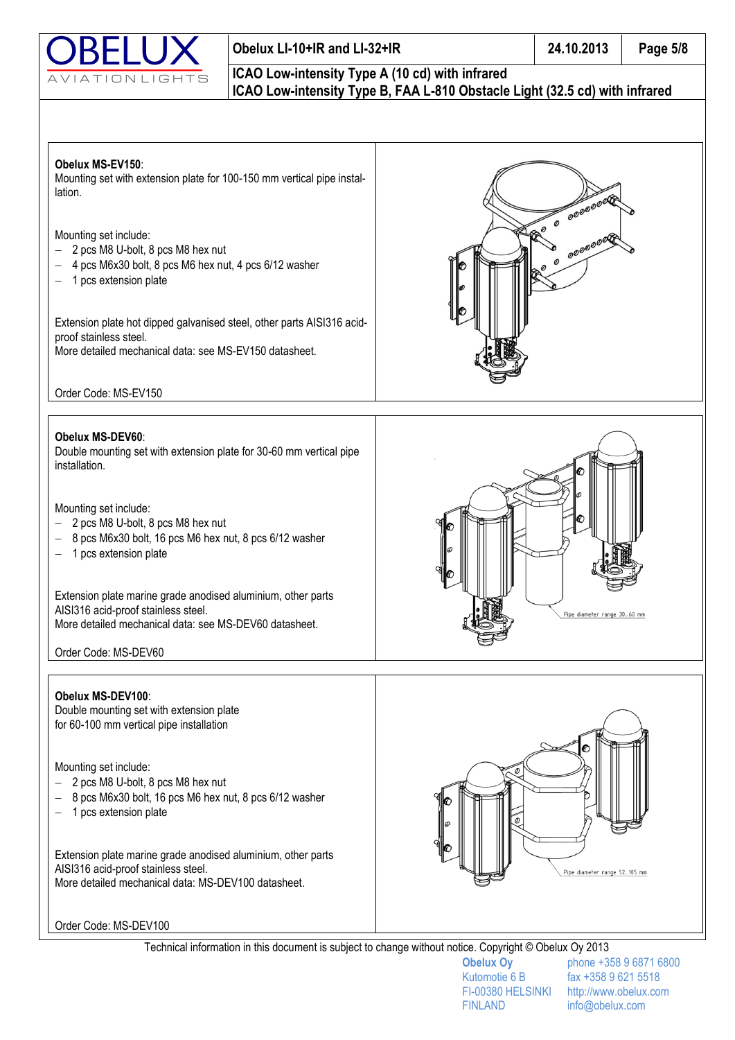**Obelux MS-EV150**:
Mounting set with extension plate for 100-150 mm vertical pipe installation.

Mounting set include:

- 2 pcs M8 U-bolt, 8 pcs M8 hex nut
- 4 pcs M6x30 bolt, 8 pcs M6 hex nut, 4 pcs 6/12 washer
- 1 pcs extension plate

Extension plate hot dipped galvanised steel, other parts AISI316 acid-proof stainless steel.
More detailed mechanical data: see MS-EV150 datasheet.

Order Code: MS-EV150

**Obelux MS-DEV60**:
Double mounting set with extension plate for 30-60 mm vertical pipe installation.

Mounting set include:

- 2 pcs M8 U-bolt, 8 pcs M8 hex nut
- 8 pcs M6x30 bolt, 16 pcs M6 hex nut, 8 pcs 6/12 washer
- 1 pcs extension plate

Extension plate marine grade anodised aluminium, other parts AISI316 acid-proof stainless steel.
More detailed mechanical data: see MS-DEV60 datasheet.

Order Code: MS-DEV60

Pipe diameter range 30...60 mm

**Obelux MS-DEV100**:
Double mounting set with extension plate for 60-100 mm vertical pipe installation

Mounting set include:

- 2 pcs M8 U-bolt, 8 pcs M8 hex nut
- 8 pcs M6x30 bolt, 16 pcs M6 hex nut, 8 pcs 6/12 washer
- 1 pcs extension plate

Extension plate marine grade anodised aluminium, other parts AISI316 acid-proof stainless steel.
More detailed mechanical data: MS-DEV100 datasheet.

Order Code: MS-DEV100

Pipe diameter range 52...105 mm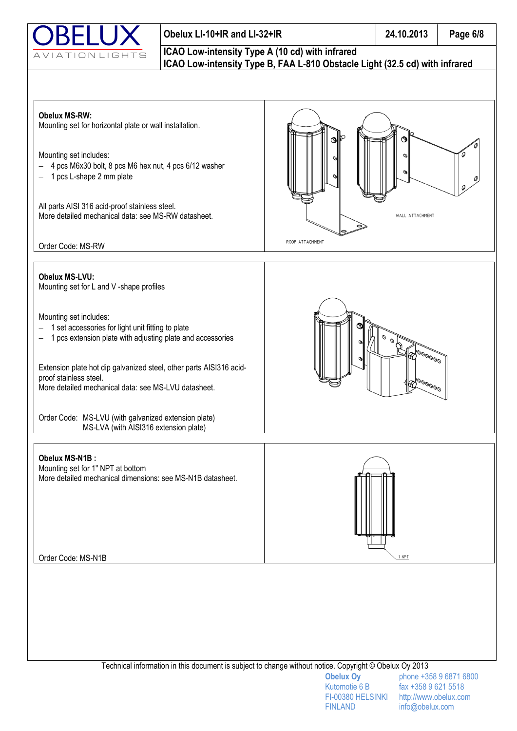**Obelux MS-RW:**
Mounting set for horizontal plate or wall installation.

Mounting set includes:

- 4 pcs M6x30 bolt, 8 pcs M6 hex nut, 4 pcs 6/12 washer
- 1 pcs L-shape 2 mm plate

All parts AISI 316 acid-proof stainless steel.
More detailed mechanical data: see MS-RW datasheet.

Order Code: MS-RW

WALL ATTACHMENT

ROOF ATTACHMENT

**Obelux MS-LVU:**
Mounting set for L and V -shape profiles

Mounting set includes:

- 1 set accessories for light unit fitting to plate
- 1 pcs extension plate with adjusting plate and accessories

Extension plate hot dip galvanized steel, other parts AISI316 acid-proof stainless steel.
More detailed mechanical data: see MS-LVU datasheet.

Order Code: MS-LVU (with galvanized extension plate)
MS-LVA (with AISI316 extension plate)

**Obelux MS-N1B :**
Mounting set for 1" NPT at bottom
More detailed mechanical dimensions: see MS-N1B datasheet.

Order Code: MS-N1B

1 NPT

Technical information in this document is subject to change without notice. Copyright © Obelux Oy 2013

**Obelux Oy**
Kutomotie 6 B
FI-00380 HELSINKI
FINLAND

phone +358 9 6871 6800
fax +358 9 621 5518
http://www.obelux.com
info@obelux.com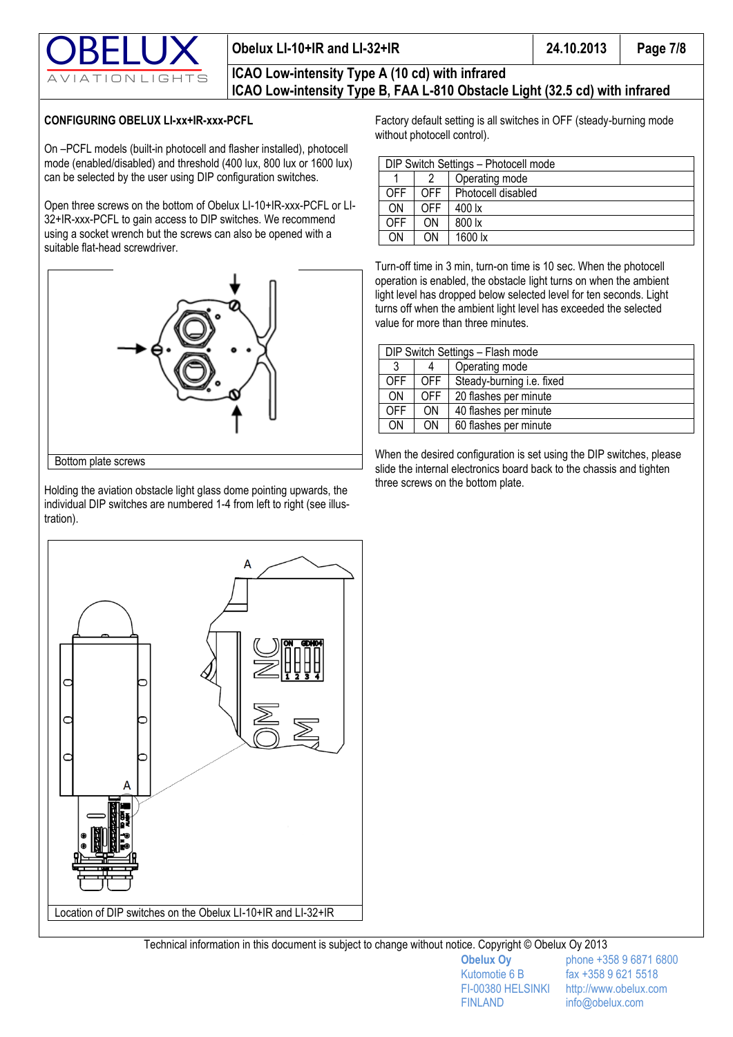### CONFIGURING OBELUX LI-xx+IR-xxx-PCFL

On –PCFL models (built-in photocell and flasher installed), photocell mode (enabled/disabled) and threshold (400 lux, 800 lux or 1600 lux) can be selected by the user using DIP configuration switches.

Open three screws on the bottom of Obelux LI-10+IR-xxx-PCFL or LI-32+IR-xxx-PCFL to gain access to DIP switches. We recommend using a socket wrench but the screws can also be opened with a suitable flat-head screwdriver.

Bottom plate screws

Holding the aviation obstacle light glass dome pointing upwards, the individual DIP switches are numbered 1-4 from left to right (see illustration).

Location of DIP switches on the Obelux LI-10+IR and LI-32+IR

Factory default setting is all switches in OFF (steady-burning mode without photocell control).

| DIP Switch Settings – Photocell mode | | |
|---|---|---|
| 1 | 2 | Operating mode |
| OFF | OFF | Photocell disabled |
| ON | OFF | 400 lx |
| OFF | ON | 800 lx |
| ON | ON | 1600 lx |

Turn-off time in 3 min, turn-on time is 10 sec. When the photocell operation is enabled, the obstacle light turns on when the ambient light level has dropped below selected level for ten seconds. Light turns off when the ambient light level has exceeded the selected value for more than three minutes.

| DIP Switch Settings – Flash mode | | |
|---|---|---|
| 3 | 4 | Operating mode |
| OFF | OFF | Steady-burning i.e. fixed |
| ON | OFF | 20 flashes per minute |
| OFF | ON | 40 flashes per minute |
| ON | ON | 60 flashes per minute |

When the desired configuration is set using the DIP switches, please slide the internal electronics board back to the chassis and tighten three screws on the bottom plate.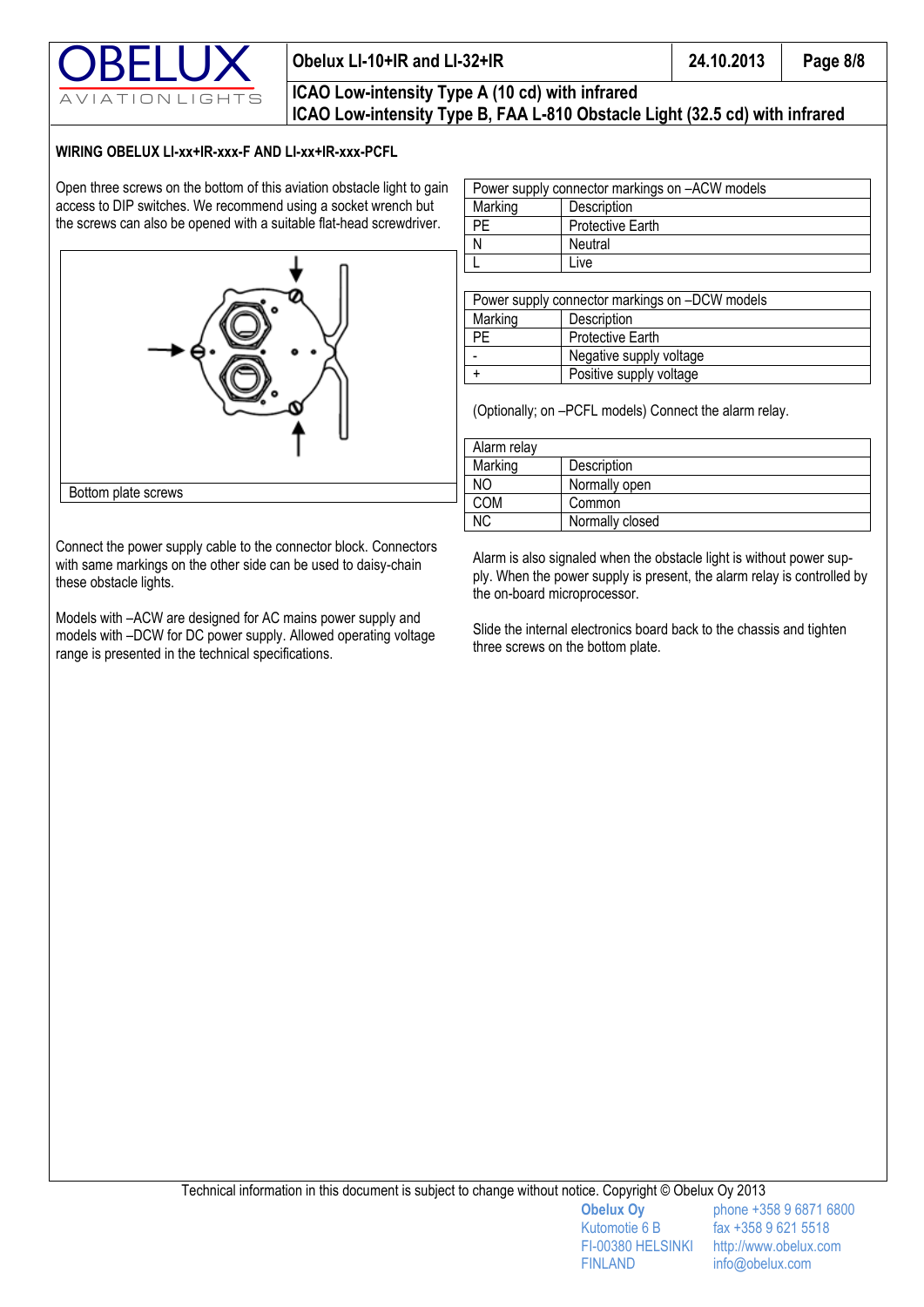#### WIRING OBELUX LI-xx+IR-xxx-F AND LI-xx+IR-xxx-PCFL

Open three screws on the bottom of this aviation obstacle light to gain access to DIP switches. We recommend using a socket wrench but the screws can also be opened with a suitable flat-head screwdriver.

Bottom plate screws

Connect the power supply cable to the connector block. Connectors with same markings on the other side can be used to daisy-chain these obstacle lights.

Models with –ACW are designed for AC mains power supply and models with –DCW for DC power supply. Allowed operating voltage range is presented in the technical specifications.

| Power supply connector markings on –ACW models | |
|---|---|
| Marking | Description |
| PE | Protective Earth |
| N | Neutral |
| L | Live |

| Power supply connector markings on –DCW models | |
|---|---|
| Marking | Description |
| PE | Protective Earth |
| - | Negative supply voltage |
| + | Positive supply voltage |

(Optionally; on –PCFL models) Connect the alarm relay.

| Alarm relay | |
|---|---|
| Marking | Description |
| NO | Normally open |
| COM | Common |
| NC | Normally closed |

Alarm is also signaled when the obstacle light is without power supply. When the power supply is present, the alarm relay is controlled by the on-board microprocessor.

Slide the internal electronics board back to the chassis and tighten three screws on the bottom plate.